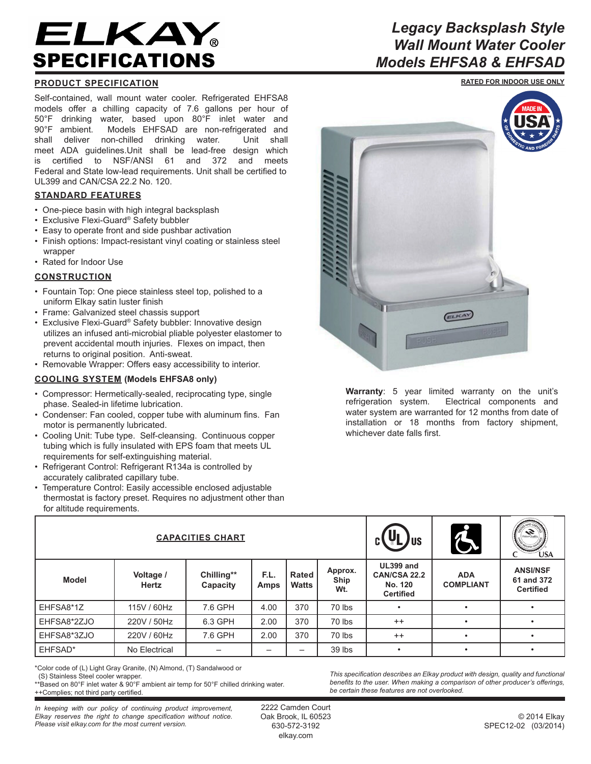# ELKAY SPECIFICATIONS

## Legacy Backsplash Style Wall Mount Water Cooler Models EHFSA8 & EHFSAD

**RATED FOR INDOOR USE ONLY**

### PRODUCT SPECIFICATION

Self-contained, wall mount water cooler. Refrigerated EHFSA8 models offer a chilling capacity of 7.6 gallons per hour of 50°F drinking water, based upon 80°F inlet water and 90°F ambient. Models EHFSAD are non-refrigerated and shall deliver non-chilled drinking water. Unit shall meet ADA guidelines.Unit shall be lead-free design which is certified to NSF/ANSI 61 and 372 and meets Federal and State low-lead requirements. Unit shall be certified to UL399 and CAN/CSA 22.2 No. 120.

### STANDARD FEATURES

- One-piece basin with high integral backsplash
- Exclusive Flexi-Guard® Safety bubbler
- Easy to operate front and side pushbar activation
- Finish options: Impact-resistant vinyl coating or stainless steel wrapper
- Rated for Indoor Use

### CONSTRUCTION

- Fountain Top: One piece stainless steel top, polished to a uniform Elkay satin luster finish
- Frame: Galvanized steel chassis support
- Exclusive Flexi-Guard® Safety bubbler: Innovative design utilizes an infused anti-microbial pliable polyester elastomer to prevent accidental mouth injuries. Flexes on impact, then returns to original position. Anti-sweat.
- Removable Wrapper: Offers easy accessibility to interior.

### COOLING SYSTEM (Models EHFSA8 only)

- Compressor: Hermetically-sealed, reciprocating type, single phase. Sealed-in lifetime lubrication.
- Condenser: Fan cooled, copper tube with aluminum fins. Fan motor is permanently lubricated.
- Cooling Unit: Tube type. Self-cleansing. Continuous copper tubing which is fully insulated with EPS foam that meets UL requirements for self-extinguishing material.
- Refrigerant Control: Refrigerant R134a is controlled by accurately calibrated capillary tube.
- Temperature Control: Easily accessible enclosed adjustable thermostat is factory preset. Requires no adjustment other than for altitude requirements.

**Warranty**: 5 year limited warranty on the unit's refrigeration system. Electrical components and water system are warranted for 12 months from date of installation or 18 months from factory shipment, whichever date falls first.

### CAPACITIES CHART

| Model | Voltage / Hertz | Chilling** Capacity | F.L. Amps | Rated Watts | Approx. Ship Wt. | UL399 and CAN/CSA 22.2 No. 120 Certified | ADA COMPLIANT | ANSI/NSF 61 and 372 Certified |
|---|---|---|---|---|---|---|---|---|
| EHFSA8*1Z | 115V / 60Hz | 7.6 GPH | 4.00 | 370 | 70 lbs | • | • | • |
| EHFSA8*2ZJO | 220V / 50Hz | 6.3 GPH | 2.00 | 370 | 70 lbs | ++ | • | • |
| EHFSA8*3ZJO | 220V / 60Hz | 7.6 GPH | 2.00 | 370 | 70 lbs | ++ | • | • |
| EHFSAD* | No Electrical | – | – | – | 39 lbs | • | • | • |

*Color code of (L) Light Gray Granite, (N) Almond, (T) Sandalwood or (S) Stainless Steel cooler wrapper.
**Based on 80°F inlet water & 90°F ambient air temp for 50°F chilled drinking water.
++Complies; not third party certified.

*This specification describes an Elkay product with design, quality and functional benefits to the user. When making a comparison of other producer's offerings, be certain these features are not overlooked.*

*In keeping with our policy of continuing product improvement, Elkay reserves the right to change specification without notice. Please visit elkay.com for the most current version.*

2222 Camden Court
Oak Brook, IL 60523
630-572-3192
elkay.com

© 2014 Elkay
SPEC12-02 (03/2014)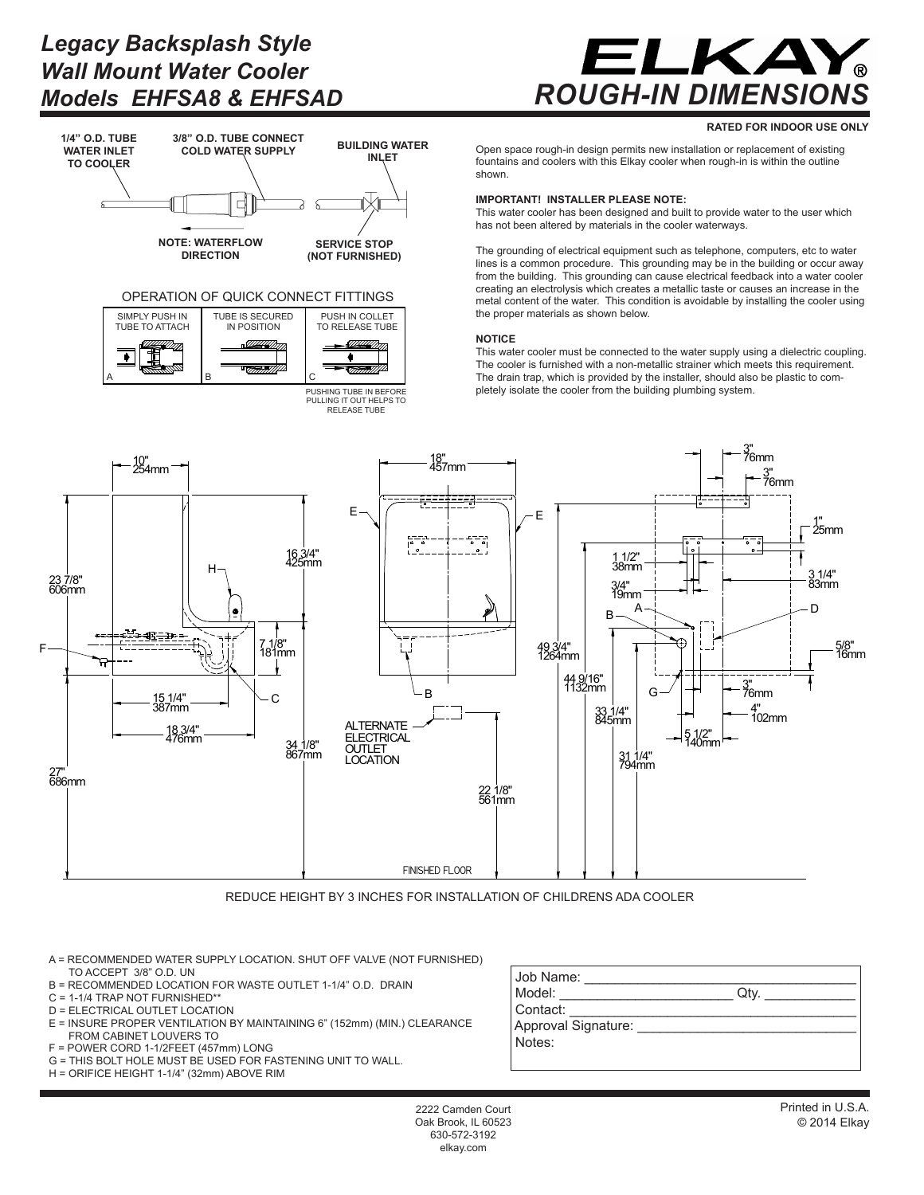# Legacy Backsplash Style Wall Mount Water Cooler Models EHFSA8 & EHFSAD

# ELKAY® ROUGH-IN DIMENSIONS

**RATED FOR INDOOR USE ONLY**

**1/4" O.D. TUBE WATER INLET TO COOLER**

**3/8" O.D. TUBE CONNECT COLD WATER SUPPLY**

**BUILDING WATER INLET**

**NOTE: WATERFLOW DIRECTION**

**SERVICE STOP (NOT FURNISHED)**

OPERATION OF QUICK CONNECT FITTINGS

| A | B | C |
|---|---|---|
| SIMPLY PUSH IN TUBE TO ATTACH | TUBE IS SECURED IN POSITION | PUSH IN COLLET TO RELEASE TUBE |

PUSHING TUBE IN BEFORE PULLING IT OUT HELPS TO RELEASE TUBE

Open space rough-in design permits new installation or replacement of existing fountains and coolers with this Elkay cooler when rough-in is within the outline shown.

**IMPORTANT! INSTALLER PLEASE NOTE:**
This water cooler has been designed and built to provide water to the user which has not been altered by materials in the cooler waterways.

The grounding of electrical equipment such as telephone, computers, etc to water lines is a common procedure. This grounding may be in the building or occur away from the building. This grounding can cause electrical feedback into a water cooler creating an electrolysis which creates a metallic taste or causes an increase in the metal content of the water. This condition is avoidable by installing the cooler using the proper materials as shown below.

**NOTICE**
This water cooler must be connected to the water supply using a dielectric coupling. The cooler is furnished with a non-metallic strainer which meets this requirement. The drain trap, which is provided by the installer, should also be plastic to completely isolate the cooler from the building plumbing system.

10" 254mm
23 7/8" 606mm
16 3/4" 425mm
7 1/8" 181mm
15 1/4" 387mm
18 3/4" 476mm
34 1/8" 867mm
27" 686mm
18" 457mm
ALTERNATE ELECTRICAL OUTLET LOCATION
22 1/8" 561mm
FINISHED FLOOR
49 3/4" 1264mm
44 9/16" 1132mm
33 1/4" 845mm
31 1/4" 794mm
1 1/2" 38mm
3/4" 19mm
3" 76mm
3" 76mm
1" 25mm
3 1/4" 83mm
5/8" 16mm
3" 76mm
4" 102mm
5 1/2" 140mm

REDUCE HEIGHT BY 3 INCHES FOR INSTALLATION OF CHILDRENS ADA COOLER

A = RECOMMENDED WATER SUPPLY LOCATION. SHUT OFF VALVE (NOT FURNISHED) TO ACCEPT 3/8" O.D. UN
B = RECOMMENDED LOCATION FOR WASTE OUTLET 1-1/4" O.D. DRAIN
C = 1-1/4 TRAP NOT FURNISHED**
D = ELECTRICAL OUTLET LOCATION
E = INSURE PROPER VENTILATION BY MAINTAINING 6" (152mm) (MIN.) CLEARANCE FROM CABINET LOUVERS TO
F = POWER CORD 1-1/2FEET (457mm) LONG
G = THIS BOLT HOLE MUST BE USED FOR FASTENING UNIT TO WALL.
H = ORIFICE HEIGHT 1-1/4" (32mm) ABOVE RIM

Job Name: ______________________
Model: ______________ Qty. ________
Contact: ______________________
Approval Signature: ______________________
Notes:

2222 Camden Court
Oak Brook, IL 60523
630-572-3192
elkay.com

Printed in U.S.A.
© 2014 Elkay